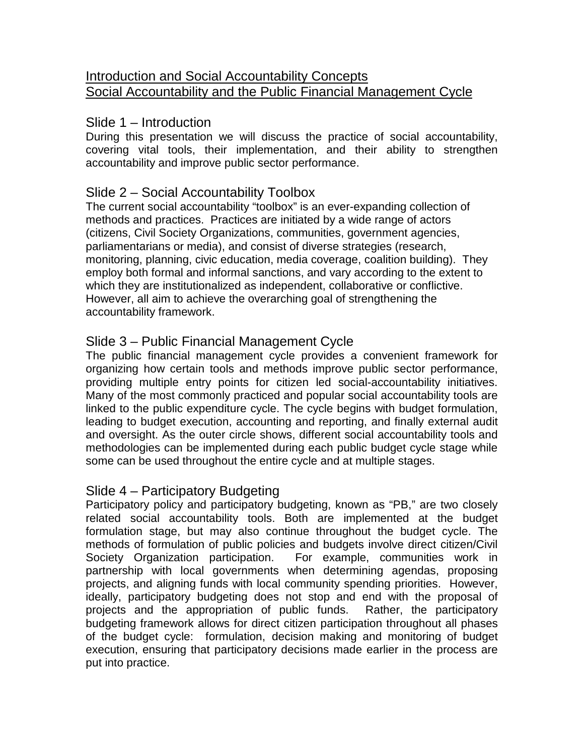# Introduction and Social Accountability Concepts
# Social Accountability and the Public Financial Management Cycle

## Slide 1 – Introduction

During this presentation we will discuss the practice of social accountability, covering vital tools, their implementation, and their ability to strengthen accountability and improve public sector performance.

## Slide 2 – Social Accountability Toolbox

The current social accountability "toolbox" is an ever-expanding collection of methods and practices. Practices are initiated by a wide range of actors (citizens, Civil Society Organizations, communities, government agencies, parliamentarians or media), and consist of diverse strategies (research, monitoring, planning, civic education, media coverage, coalition building). They employ both formal and informal sanctions, and vary according to the extent to which they are institutionalized as independent, collaborative or conflictive. However, all aim to achieve the overarching goal of strengthening the accountability framework.

## Slide 3 – Public Financial Management Cycle

The public financial management cycle provides a convenient framework for organizing how certain tools and methods improve public sector performance, providing multiple entry points for citizen led social-accountability initiatives. Many of the most commonly practiced and popular social accountability tools are linked to the public expenditure cycle. The cycle begins with budget formulation, leading to budget execution, accounting and reporting, and finally external audit and oversight. As the outer circle shows, different social accountability tools and methodologies can be implemented during each public budget cycle stage while some can be used throughout the entire cycle and at multiple stages.

## Slide 4 – Participatory Budgeting

Participatory policy and participatory budgeting, known as "PB," are two closely related social accountability tools. Both are implemented at the budget formulation stage, but may also continue throughout the budget cycle. The methods of formulation of public policies and budgets involve direct citizen/Civil Society Organization participation. For example, communities work in partnership with local governments when determining agendas, proposing projects, and aligning funds with local community spending priorities. However, ideally, participatory budgeting does not stop and end with the proposal of projects and the appropriation of public funds. Rather, the participatory budgeting framework allows for direct citizen participation throughout all phases of the budget cycle: formulation, decision making and monitoring of budget execution, ensuring that participatory decisions made earlier in the process are put into practice.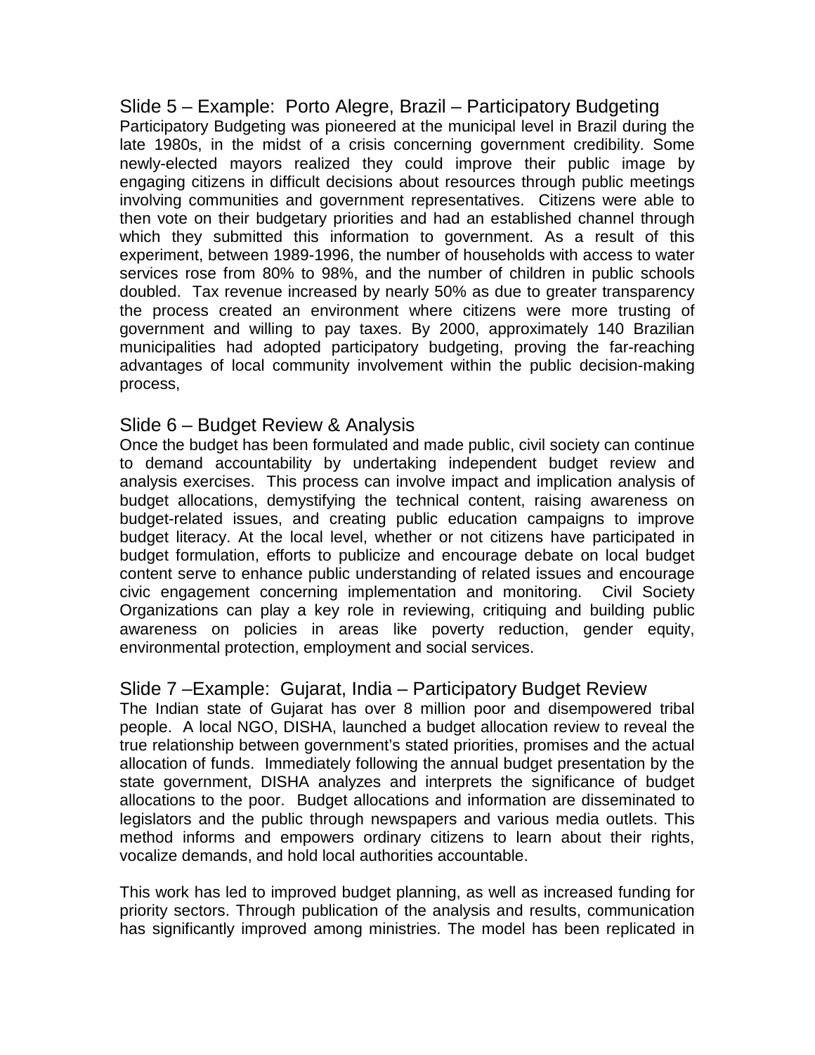## Slide 5 – Example: Porto Alegre, Brazil – Participatory Budgeting

Participatory Budgeting was pioneered at the municipal level in Brazil during the late 1980s, in the midst of a crisis concerning government credibility. Some newly-elected mayors realized they could improve their public image by engaging citizens in difficult decisions about resources through public meetings involving communities and government representatives. Citizens were able to then vote on their budgetary priorities and had an established channel through which they submitted this information to government. As a result of this experiment, between 1989-1996, the number of households with access to water services rose from 80% to 98%, and the number of children in public schools doubled. Tax revenue increased by nearly 50% as due to greater transparency the process created an environment where citizens were more trusting of government and willing to pay taxes. By 2000, approximately 140 Brazilian municipalities had adopted participatory budgeting, proving the far-reaching advantages of local community involvement within the public decision-making process,

## Slide 6 – Budget Review & Analysis

Once the budget has been formulated and made public, civil society can continue to demand accountability by undertaking independent budget review and analysis exercises. This process can involve impact and implication analysis of budget allocations, demystifying the technical content, raising awareness on budget-related issues, and creating public education campaigns to improve budget literacy. At the local level, whether or not citizens have participated in budget formulation, efforts to publicize and encourage debate on local budget content serve to enhance public understanding of related issues and encourage civic engagement concerning implementation and monitoring. Civil Society Organizations can play a key role in reviewing, critiquing and building public awareness on policies in areas like poverty reduction, gender equity, environmental protection, employment and social services.

## Slide 7 –Example: Gujarat, India – Participatory Budget Review

The Indian state of Gujarat has over 8 million poor and disempowered tribal people. A local NGO, DISHA, launched a budget allocation review to reveal the true relationship between government's stated priorities, promises and the actual allocation of funds. Immediately following the annual budget presentation by the state government, DISHA analyzes and interprets the significance of budget allocations to the poor. Budget allocations and information are disseminated to legislators and the public through newspapers and various media outlets. This method informs and empowers ordinary citizens to learn about their rights, vocalize demands, and hold local authorities accountable.

This work has led to improved budget planning, as well as increased funding for priority sectors. Through publication of the analysis and results, communication has significantly improved among ministries. The model has been replicated in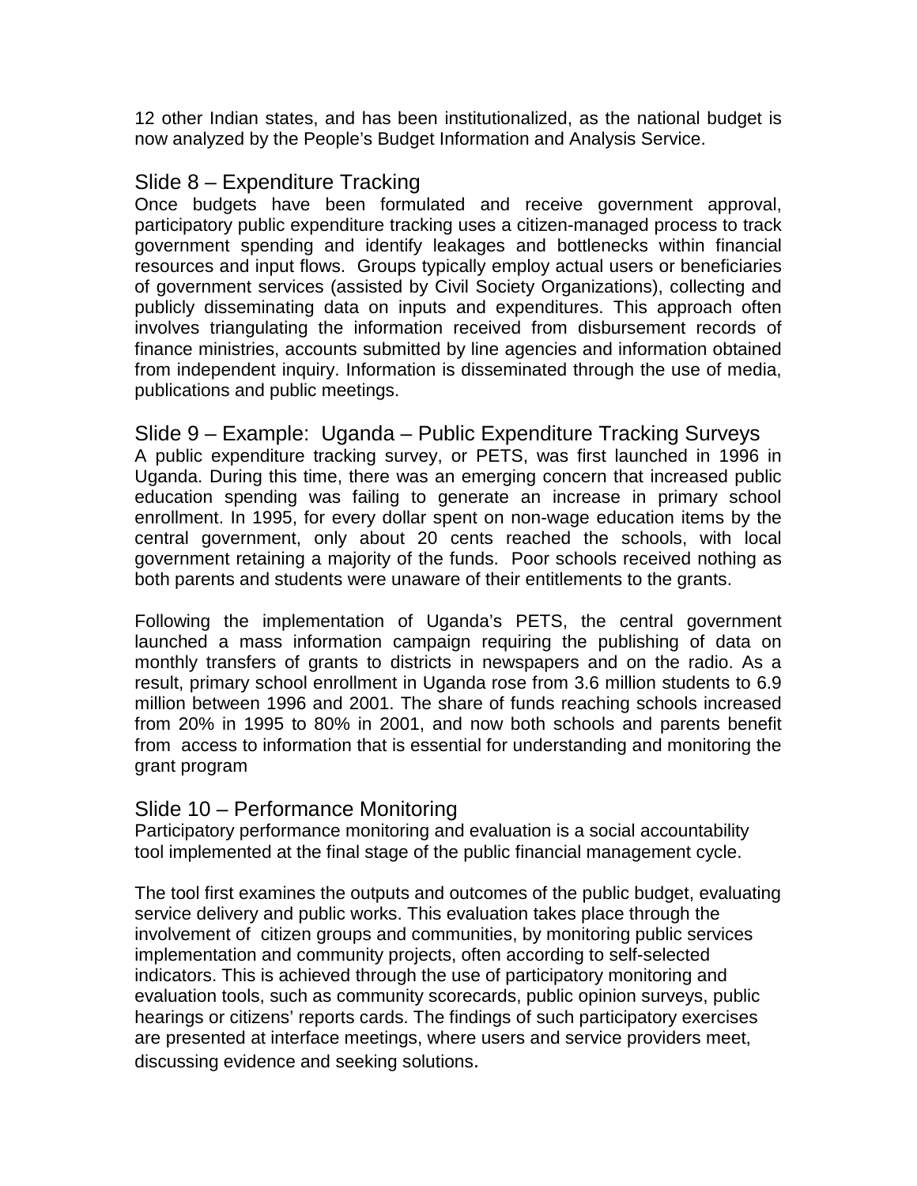12 other Indian states, and has been institutionalized, as the national budget is now analyzed by the People's Budget Information and Analysis Service.

## Slide 8 – Expenditure Tracking

Once budgets have been formulated and receive government approval, participatory public expenditure tracking uses a citizen-managed process to track government spending and identify leakages and bottlenecks within financial resources and input flows. Groups typically employ actual users or beneficiaries of government services (assisted by Civil Society Organizations), collecting and publicly disseminating data on inputs and expenditures. This approach often involves triangulating the information received from disbursement records of finance ministries, accounts submitted by line agencies and information obtained from independent inquiry. Information is disseminated through the use of media, publications and public meetings.

## Slide 9 – Example: Uganda – Public Expenditure Tracking Surveys

A public expenditure tracking survey, or PETS, was first launched in 1996 in Uganda. During this time, there was an emerging concern that increased public education spending was failing to generate an increase in primary school enrollment. In 1995, for every dollar spent on non-wage education items by the central government, only about 20 cents reached the schools, with local government retaining a majority of the funds. Poor schools received nothing as both parents and students were unaware of their entitlements to the grants.

Following the implementation of Uganda's PETS, the central government launched a mass information campaign requiring the publishing of data on monthly transfers of grants to districts in newspapers and on the radio. As a result, primary school enrollment in Uganda rose from 3.6 million students to 6.9 million between 1996 and 2001. The share of funds reaching schools increased from 20% in 1995 to 80% in 2001, and now both schools and parents benefit from access to information that is essential for understanding and monitoring the grant program

## Slide 10 – Performance Monitoring

Participatory performance monitoring and evaluation is a social accountability tool implemented at the final stage of the public financial management cycle.

The tool first examines the outputs and outcomes of the public budget, evaluating service delivery and public works. This evaluation takes place through the involvement of citizen groups and communities, by monitoring public services implementation and community projects, often according to self-selected indicators. This is achieved through the use of participatory monitoring and evaluation tools, such as community scorecards, public opinion surveys, public hearings or citizens' reports cards. The findings of such participatory exercises are presented at interface meetings, where users and service providers meet, discussing evidence and seeking solutions.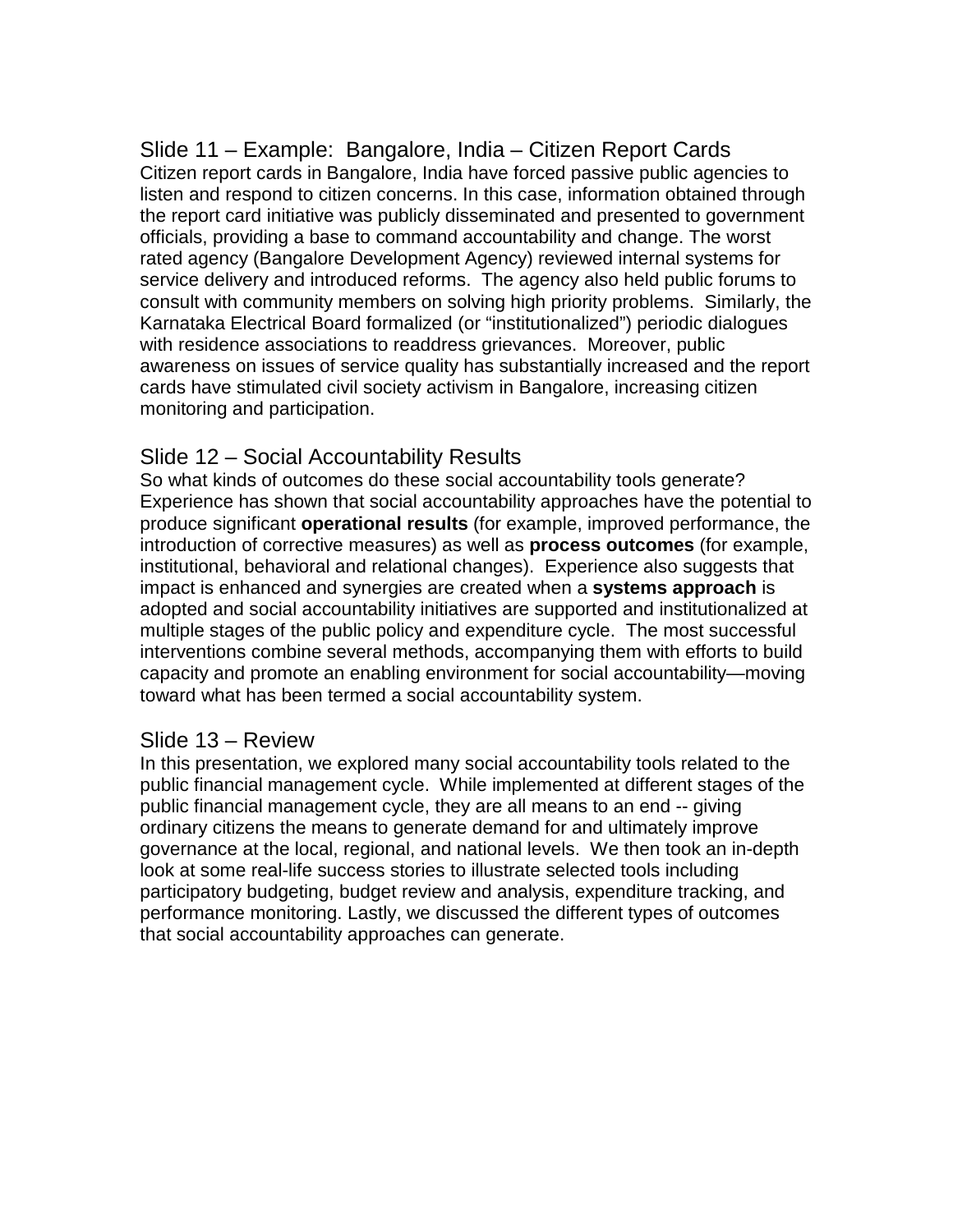## Slide 11 – Example: Bangalore, India – Citizen Report Cards

Citizen report cards in Bangalore, India have forced passive public agencies to listen and respond to citizen concerns. In this case, information obtained through the report card initiative was publicly disseminated and presented to government officials, providing a base to command accountability and change. The worst rated agency (Bangalore Development Agency) reviewed internal systems for service delivery and introduced reforms. The agency also held public forums to consult with community members on solving high priority problems. Similarly, the Karnataka Electrical Board formalized (or "institutionalized") periodic dialogues with residence associations to readdress grievances. Moreover, public awareness on issues of service quality has substantially increased and the report cards have stimulated civil society activism in Bangalore, increasing citizen monitoring and participation.

## Slide 12 – Social Accountability Results

So what kinds of outcomes do these social accountability tools generate? Experience has shown that social accountability approaches have the potential to produce significant **operational results** (for example, improved performance, the introduction of corrective measures) as well as **process outcomes** (for example, institutional, behavioral and relational changes). Experience also suggests that impact is enhanced and synergies are created when a **systems approach** is adopted and social accountability initiatives are supported and institutionalized at multiple stages of the public policy and expenditure cycle. The most successful interventions combine several methods, accompanying them with efforts to build capacity and promote an enabling environment for social accountability—moving toward what has been termed a social accountability system.

## Slide 13 – Review

In this presentation, we explored many social accountability tools related to the public financial management cycle. While implemented at different stages of the public financial management cycle, they are all means to an end -- giving ordinary citizens the means to generate demand for and ultimately improve governance at the local, regional, and national levels. We then took an in-depth look at some real-life success stories to illustrate selected tools including participatory budgeting, budget review and analysis, expenditure tracking, and performance monitoring. Lastly, we discussed the different types of outcomes that social accountability approaches can generate.